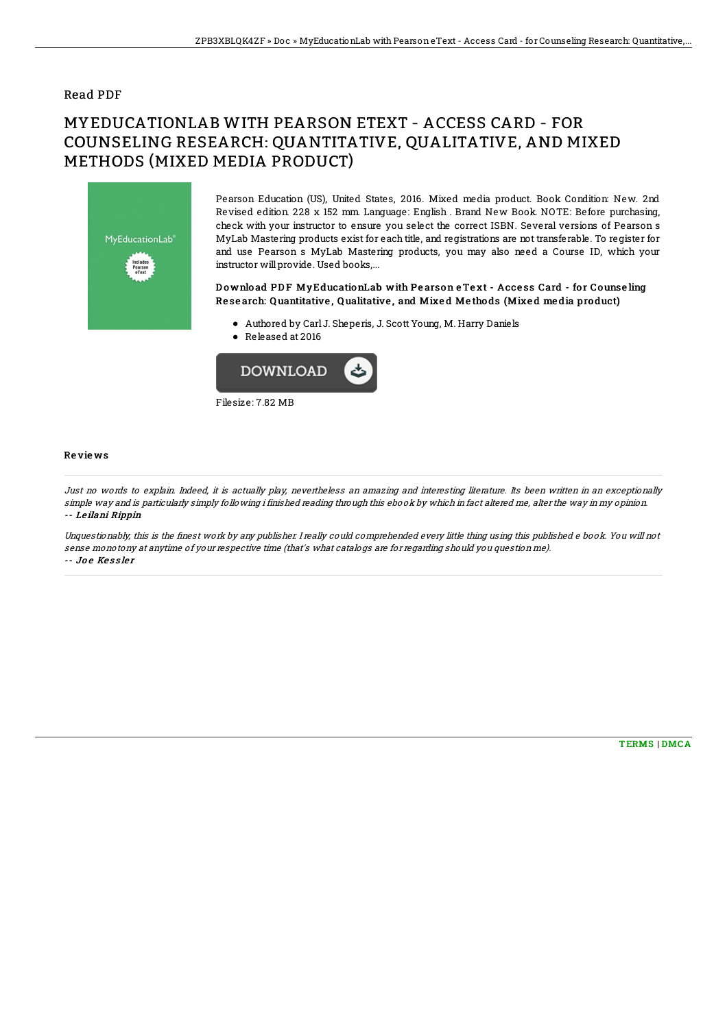Read PDF

# MYEDUCATIONLAB WITH PEARSON ETEXT - ACCESS CARD - FOR COUNSELING RESEARCH: QUANTITATIVE, QUALITATIVE, AND MIXED METHODS (MIXED MEDIA PRODUCT)

Pearson Education (US), United States, 2016. Mixed media product. Book Condition: New. 2nd Revised edition. 228 x 152 mm. Language: English . Brand New Book. NOTE: Before purchasing, check with your instructor to ensure you select the correct ISBN. Several versions of Pearson s MyLab Mastering products exist for each title, and registrations are not transferable. To register for and use Pearson s MyLab Mastering products, you may also need a Course ID, which your instructor will provide. Used books,...

### Download PDF MyEducationLab with Pearson eText - Access Card - for Counseling Research: Quantitative, Qualitative, and Mixed Methods (Mixed media product)

- Authored by Carl J. Sheperis, J. Scott Young, M. Harry Daniels
- Released at 2016

Filesize: 7.82 MB

## Reviews

*Just no words to explain. Indeed, it is actually play, nevertheless an amazing and interesting literature. Its been written in an exceptionally simple way and is particularly simply following i finished reading through this ebook by which in fact altered me, alter the way in my opinion.*
*-- Leilani Rippin*

*Unquestionably, this is the finest work by any publisher. I really could comprehended every little thing using this published e book. You will not sense monotony at anytime of your respective time (that's what catalogs are for regarding should you question me).*
*-- Joe Kessler*

TERMS | DMCA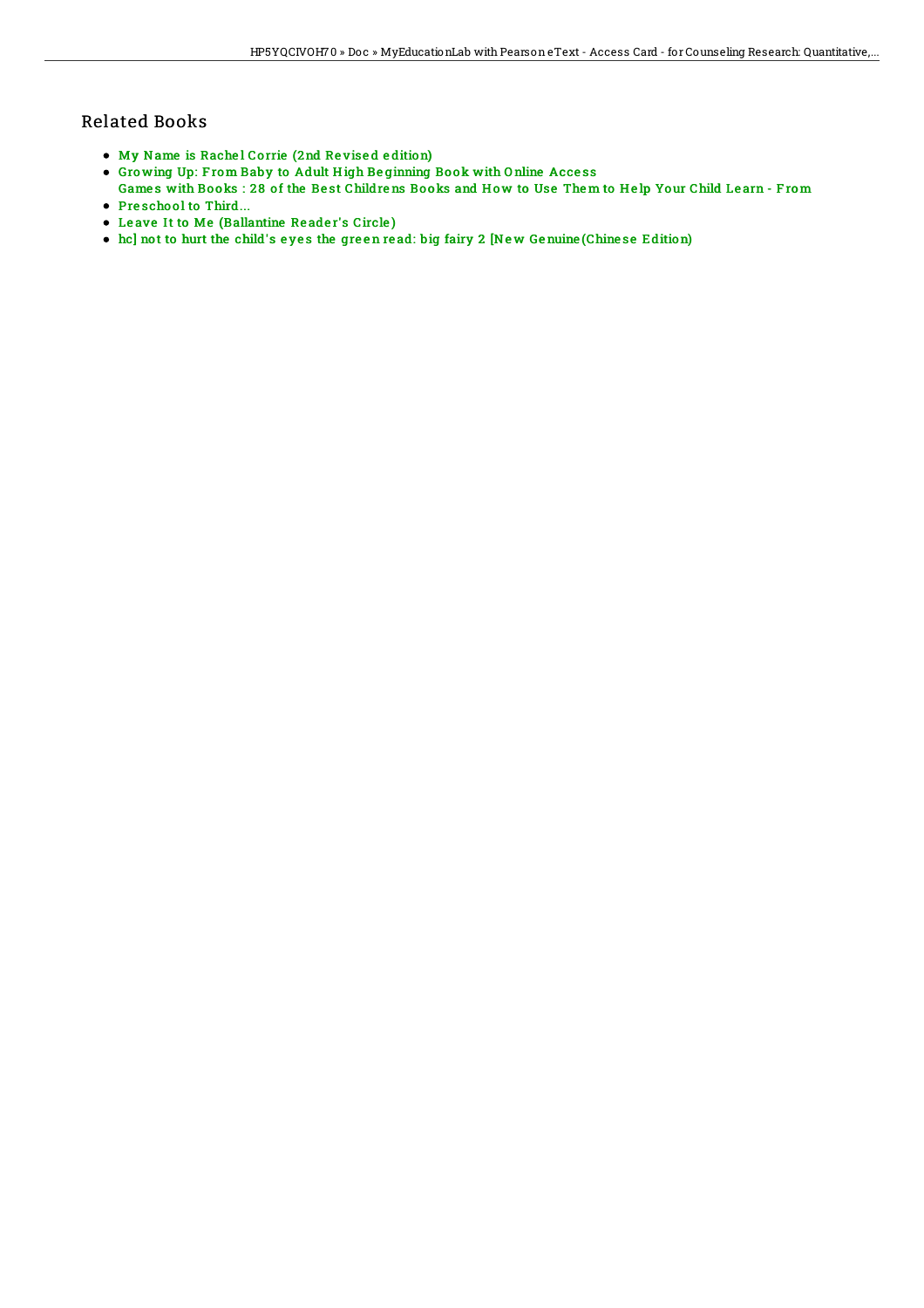## Related Books

- My Name is Rachel Corrie (2nd Revised edition)
- Growing Up: From Baby to Adult High Beginning Book with Online Access
- Games with Books : 28 of the Best Childrens Books and How to Use Them to Help Your Child Learn - From Preschool to Third...
- Leave It to Me (Ballantine Reader's Circle)
- hc] not to hurt the child's eyes the green read: big fairy 2 [New Genuine(Chinese Edition)